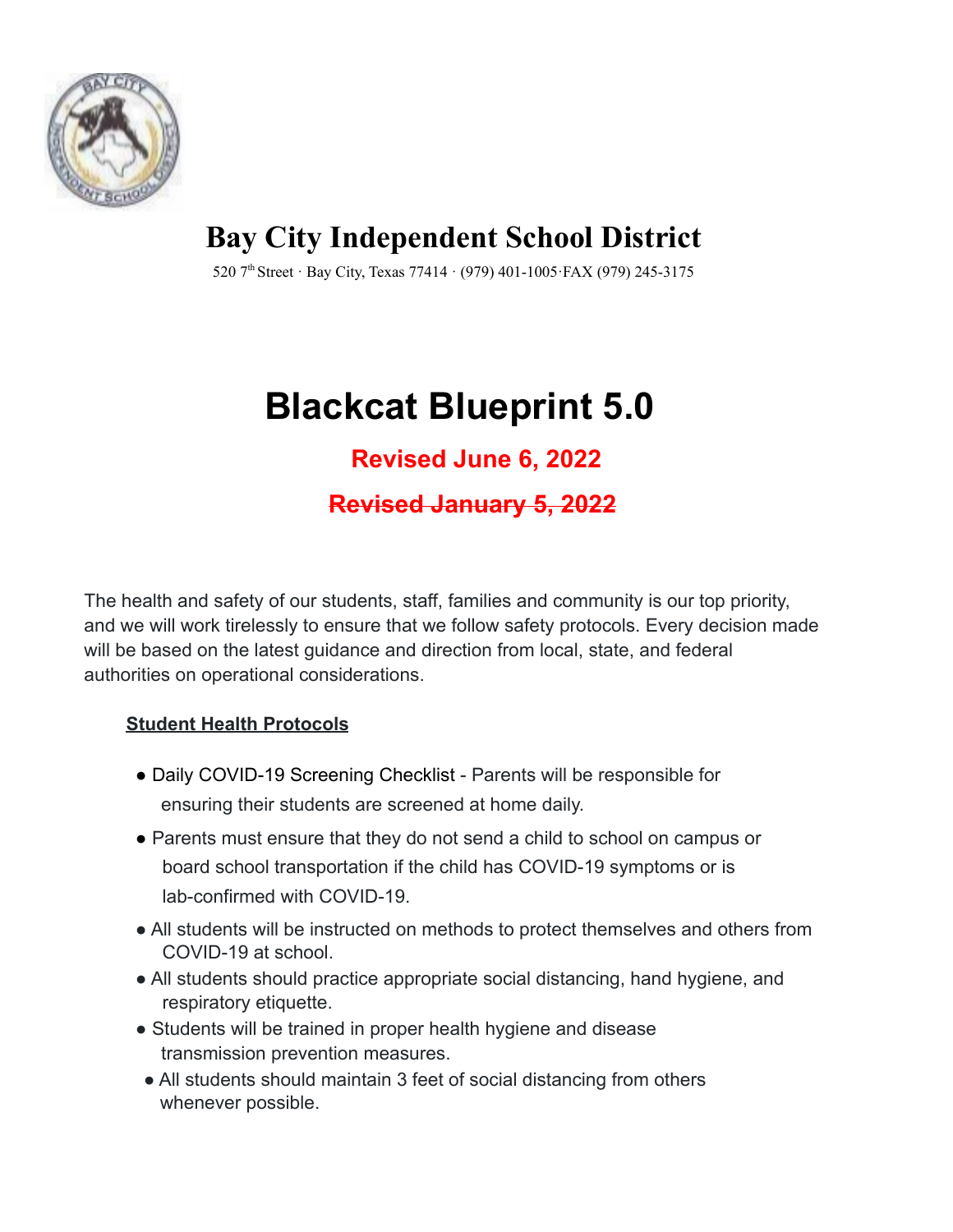# Bay City Independent School District

520 7th Street · Bay City, Texas 77414 · (979) 401-1005·FAX (979) 245-3175

# Blackcat Blueprint 5.0

## Revised June 6, 2022

## ~~Revised January 5, 2022~~

The health and safety of our students, staff, families and community is our top priority, and we will work tirelessly to ensure that we follow safety protocols. Every decision made will be based on the latest guidance and direction from local, state, and federal authorities on operational considerations.

### Student Health Protocols

- Daily COVID-19 Screening Checklist - Parents will be responsible for ensuring their students are screened at home daily.
- Parents must ensure that they do not send a child to school on campus or board school transportation if the child has COVID-19 symptoms or is lab-confirmed with COVID-19.
- All students will be instructed on methods to protect themselves and others from COVID-19 at school.
- All students should practice appropriate social distancing, hand hygiene, and respiratory etiquette.
- Students will be trained in proper health hygiene and disease transmission prevention measures.
- All students should maintain 3 feet of social distancing from others whenever possible.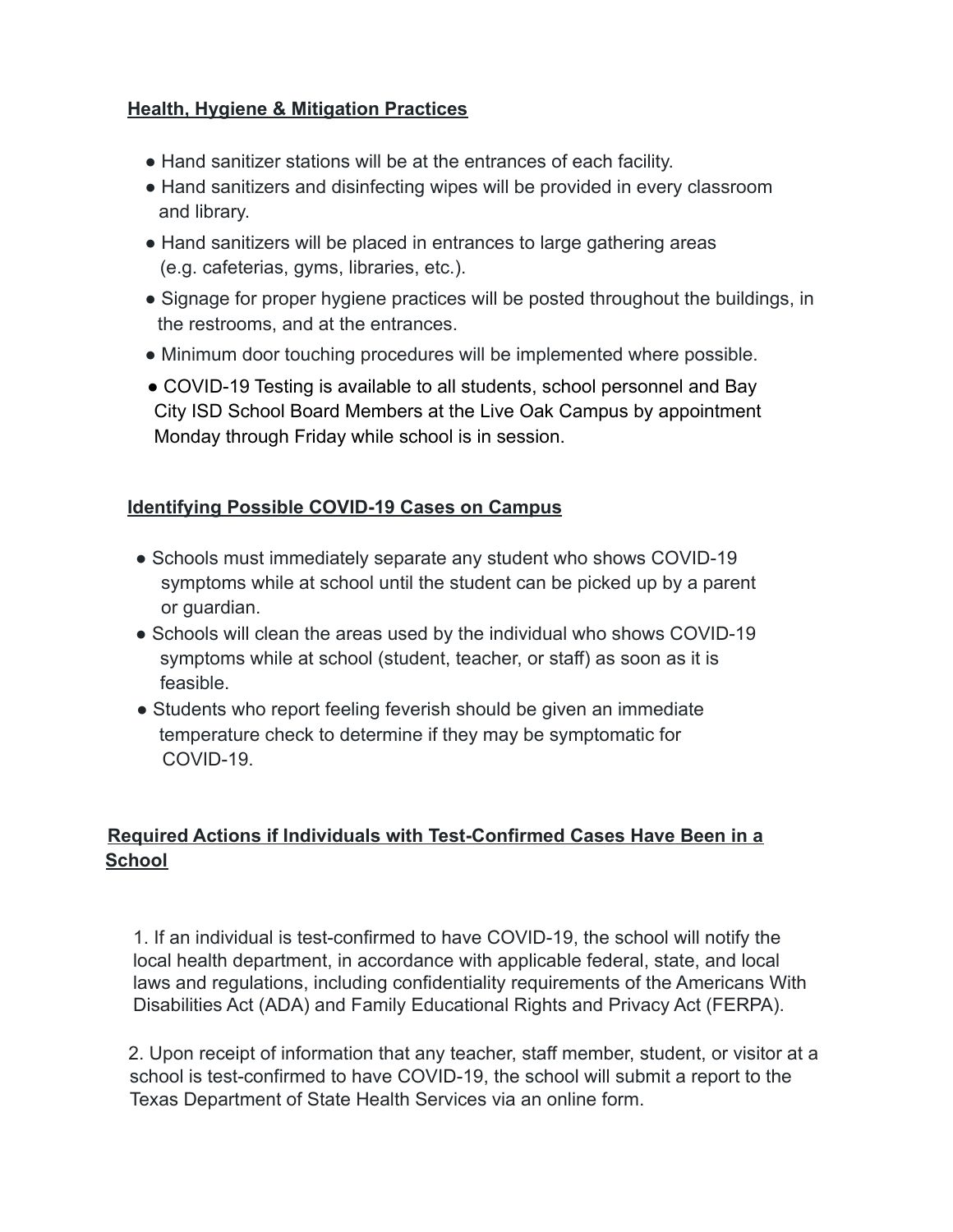## Health, Hygiene & Mitigation Practices

- Hand sanitizer stations will be at the entrances of each facility.
- Hand sanitizers and disinfecting wipes will be provided in every classroom and library.
- Hand sanitizers will be placed in entrances to large gathering areas (e.g. cafeterias, gyms, libraries, etc.).
- Signage for proper hygiene practices will be posted throughout the buildings, in the restrooms, and at the entrances.
- Minimum door touching procedures will be implemented where possible.
- COVID-19 Testing is available to all students, school personnel and Bay City ISD School Board Members at the Live Oak Campus by appointment Monday through Friday while school is in session.

## Identifying Possible COVID-19 Cases on Campus

- Schools must immediately separate any student who shows COVID-19 symptoms while at school until the student can be picked up by a parent or guardian.
- Schools will clean the areas used by the individual who shows COVID-19 symptoms while at school (student, teacher, or staff) as soon as it is feasible.
- Students who report feeling feverish should be given an immediate temperature check to determine if they may be symptomatic for COVID-19.

## Required Actions if Individuals with Test-Confirmed Cases Have Been in a School

1. If an individual is test-confirmed to have COVID-19, the school will notify the local health department, in accordance with applicable federal, state, and local laws and regulations, including confidentiality requirements of the Americans With Disabilities Act (ADA) and Family Educational Rights and Privacy Act (FERPA).

2. Upon receipt of information that any teacher, staff member, student, or visitor at a school is test-confirmed to have COVID-19, the school will submit a report to the Texas Department of State Health Services via an online form.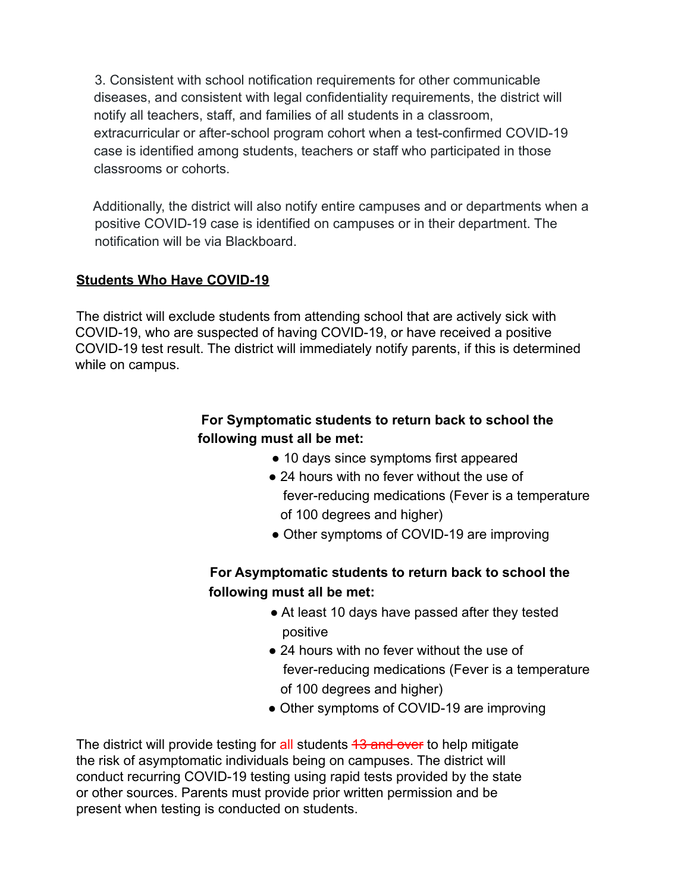3. Consistent with school notification requirements for other communicable diseases, and consistent with legal confidentiality requirements, the district will notify all teachers, staff, and families of all students in a classroom, extracurricular or after-school program cohort when a test-confirmed COVID-19 case is identified among students, teachers or staff who participated in those classrooms or cohorts.

Additionally, the district will also notify entire campuses and or departments when a positive COVID-19 case is identified on campuses or in their department. The notification will be via Blackboard.

**Students Who Have COVID-19**

The district will exclude students from attending school that are actively sick with COVID-19, who are suspected of having COVID-19, or have received a positive COVID-19 test result. The district will immediately notify parents, if this is determined while on campus.

**For Symptomatic students to return back to school the following must all be met:**

- 10 days since symptoms first appeared
- 24 hours with no fever without the use of fever-reducing medications (Fever is a temperature of 100 degrees and higher)
- Other symptoms of COVID-19 are improving

**For Asymptomatic students to return back to school the following must all be met:**

- At least 10 days have passed after they tested positive
- 24 hours with no fever without the use of fever-reducing medications (Fever is a temperature of 100 degrees and higher)
- Other symptoms of COVID-19 are improving

The district will provide testing for all students ~~13 and over~~ to help mitigate the risk of asymptomatic individuals being on campuses. The district will conduct recurring COVID-19 testing using rapid tests provided by the state or other sources. Parents must provide prior written permission and be present when testing is conducted on students.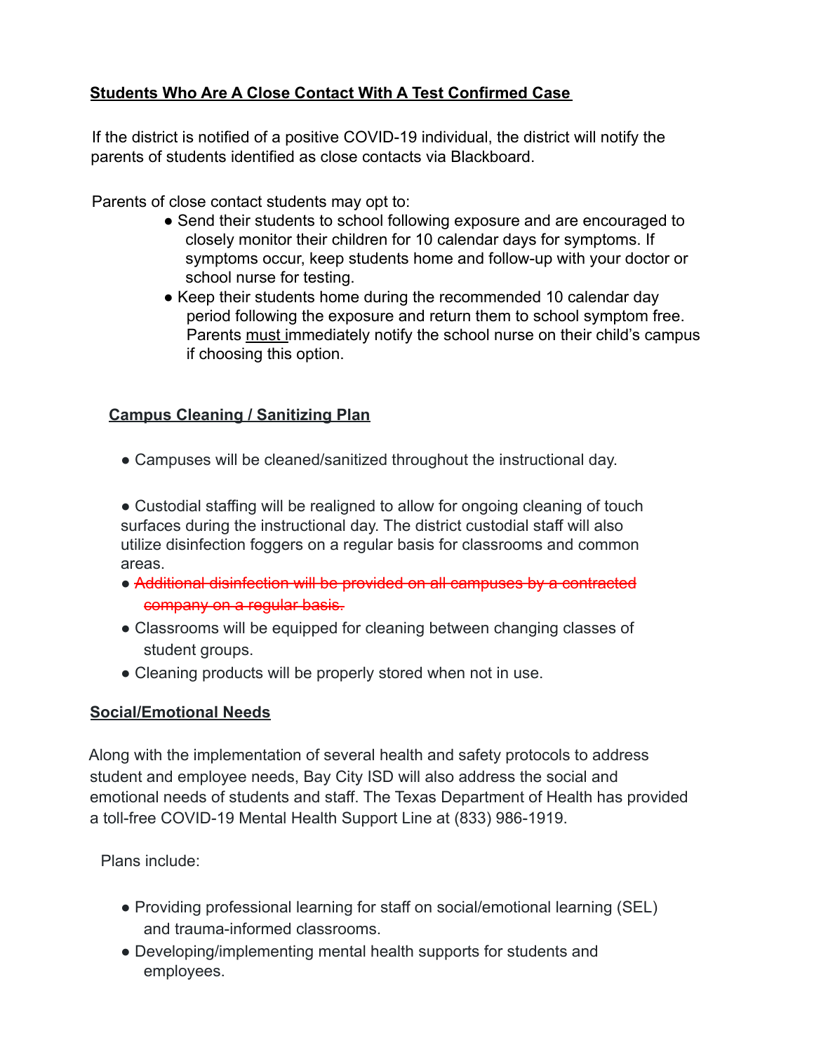**Students Who Are A Close Contact With A Test Confirmed Case**

If the district is notified of a positive COVID-19 individual, the district will notify the parents of students identified as close contacts via Blackboard.

Parents of close contact students may opt to:

- Send their students to school following exposure and are encouraged to closely monitor their children for 10 calendar days for symptoms. If symptoms occur, keep students home and follow-up with your doctor or school nurse for testing.
- Keep their students home during the recommended 10 calendar day period following the exposure and return them to school symptom free. Parents must immediately notify the school nurse on their child's campus if choosing this option.

**Campus Cleaning / Sanitizing Plan**

- Campuses will be cleaned/sanitized throughout the instructional day.
- Custodial staffing will be realigned to allow for ongoing cleaning of touch surfaces during the instructional day. The district custodial staff will also utilize disinfection foggers on a regular basis for classrooms and common areas.
- ~~Additional disinfection will be provided on all campuses by a contracted company on a regular basis.~~
- Classrooms will be equipped for cleaning between changing classes of student groups.
- Cleaning products will be properly stored when not in use.

**Social/Emotional Needs**

Along with the implementation of several health and safety protocols to address student and employee needs, Bay City ISD will also address the social and emotional needs of students and staff. The Texas Department of Health has provided a toll-free COVID-19 Mental Health Support Line at (833) 986-1919.

Plans include:

- Providing professional learning for staff on social/emotional learning (SEL) and trauma-informed classrooms.
- Developing/implementing mental health supports for students and employees.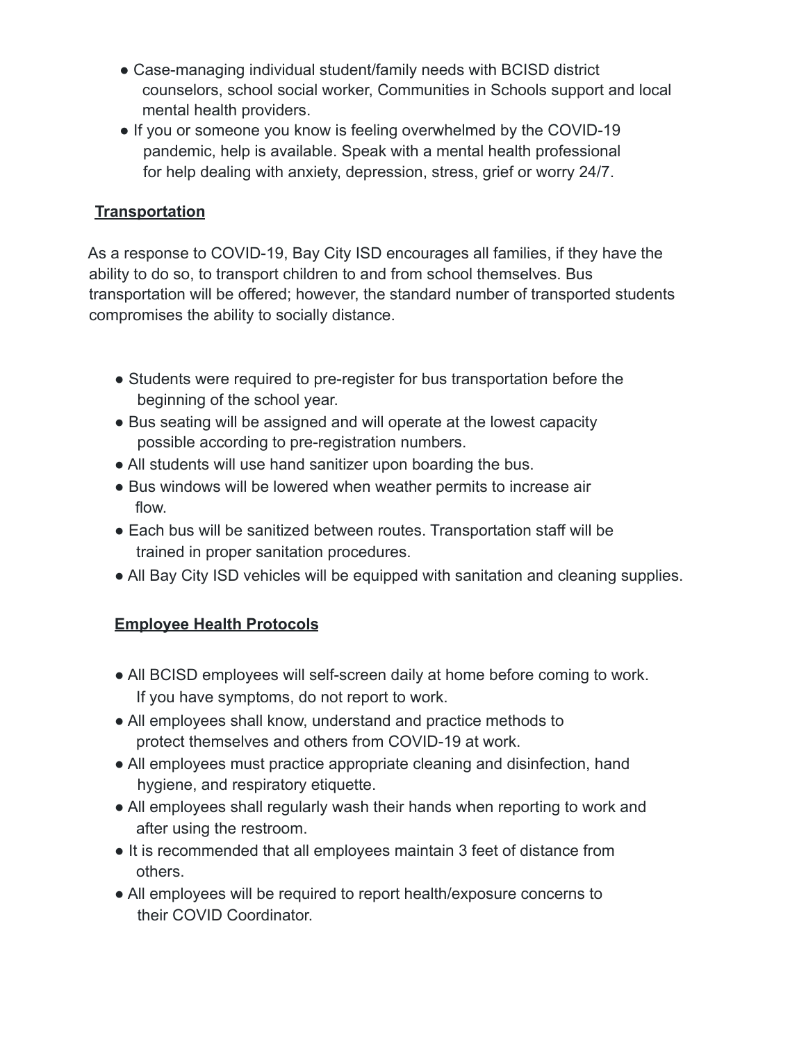- Case-managing individual student/family needs with BCISD district counselors, school social worker, Communities in Schools support and local mental health providers.
- If you or someone you know is feeling overwhelmed by the COVID-19 pandemic, help is available. Speak with a mental health professional for help dealing with anxiety, depression, stress, grief or worry 24/7.

## **Transportation**

As a response to COVID-19, Bay City ISD encourages all families, if they have the ability to do so, to transport children to and from school themselves. Bus transportation will be offered; however, the standard number of transported students compromises the ability to socially distance.

- Students were required to pre-register for bus transportation before the beginning of the school year.
- Bus seating will be assigned and will operate at the lowest capacity possible according to pre-registration numbers.
- All students will use hand sanitizer upon boarding the bus.
- Bus windows will be lowered when weather permits to increase air flow.
- Each bus will be sanitized between routes. Transportation staff will be trained in proper sanitation procedures.
- All Bay City ISD vehicles will be equipped with sanitation and cleaning supplies.

## **Employee Health Protocols**

- All BCISD employees will self-screen daily at home before coming to work. If you have symptoms, do not report to work.
- All employees shall know, understand and practice methods to protect themselves and others from COVID-19 at work.
- All employees must practice appropriate cleaning and disinfection, hand hygiene, and respiratory etiquette.
- All employees shall regularly wash their hands when reporting to work and after using the restroom.
- It is recommended that all employees maintain 3 feet of distance from others.
- All employees will be required to report health/exposure concerns to their COVID Coordinator.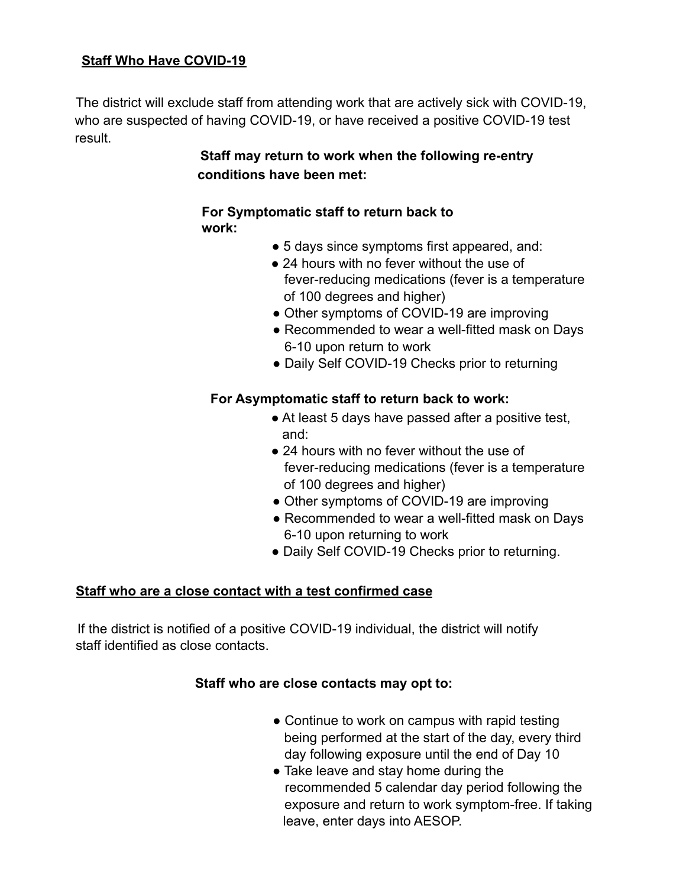## Staff Who Have COVID-19

The district will exclude staff from attending work that are actively sick with COVID-19, who are suspected of having COVID-19, or have received a positive COVID-19 test result.

**Staff may return to work when the following re-entry conditions have been met:**

**For Symptomatic staff to return back to work:**

- 5 days since symptoms first appeared, and:
- 24 hours with no fever without the use of fever-reducing medications (fever is a temperature of 100 degrees and higher)
- Other symptoms of COVID-19 are improving
- Recommended to wear a well-fitted mask on Days 6-10 upon return to work
- Daily Self COVID-19 Checks prior to returning

**For Asymptomatic staff to return back to work:**

- At least 5 days have passed after a positive test, and:
- 24 hours with no fever without the use of fever-reducing medications (fever is a temperature of 100 degrees and higher)
- Other symptoms of COVID-19 are improving
- Recommended to wear a well-fitted mask on Days 6-10 upon returning to work
- Daily Self COVID-19 Checks prior to returning.

## Staff who are a close contact with a test confirmed case

If the district is notified of a positive COVID-19 individual, the district will notify staff identified as close contacts.

**Staff who are close contacts may opt to:**

- Continue to work on campus with rapid testing being performed at the start of the day, every third day following exposure until the end of Day 10
- Take leave and stay home during the recommended 5 calendar day period following the exposure and return to work symptom-free. If taking leave, enter days into AESOP.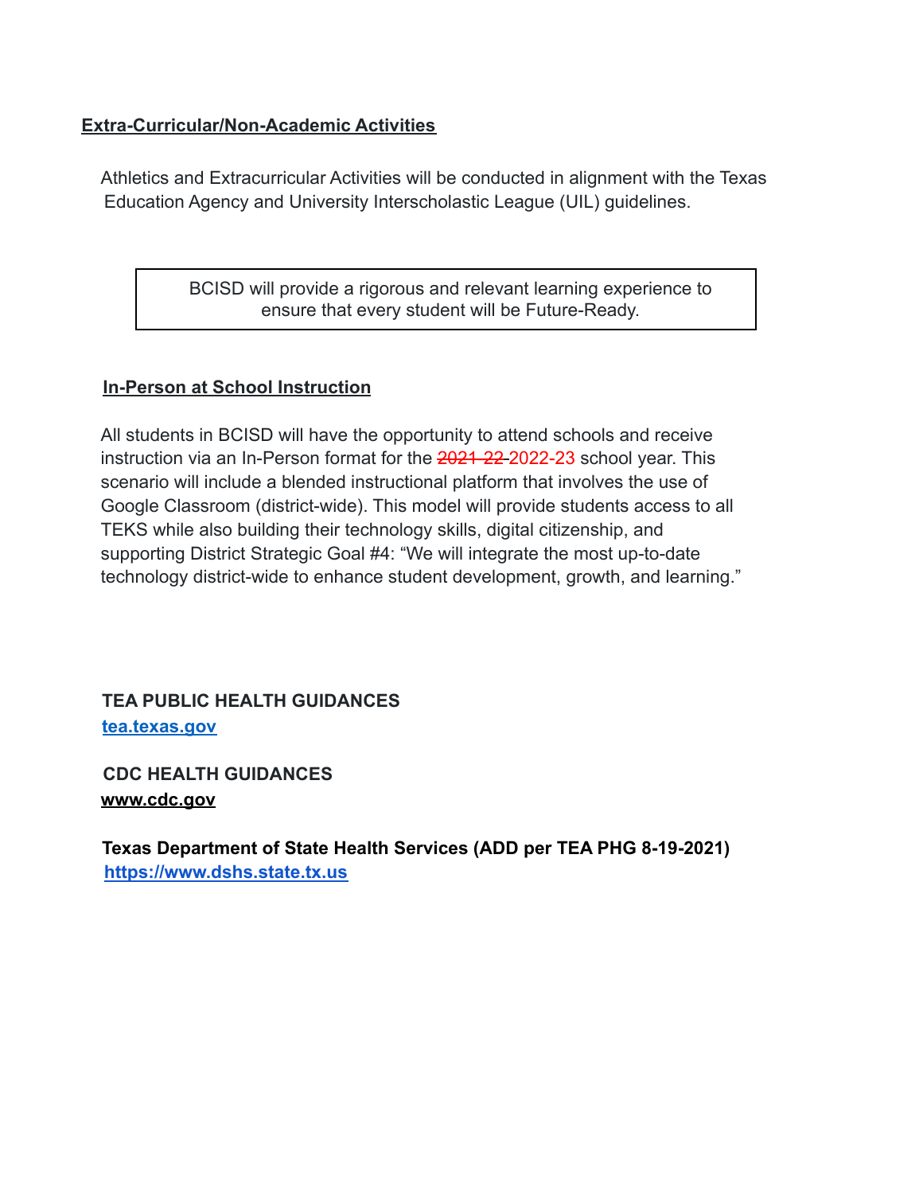**<u>Extra-Curricular/Non-Academic Activities</u>**

Athletics and Extracurricular Activities will be conducted in alignment with the Texas Education Agency and University Interscholastic League (UIL) guidelines.

| |
|---|
| BCISD will provide a rigorous and relevant learning experience to ensure that every student will be Future-Ready. |

**<u>In-Person at School Instruction</u>**

All students in BCISD will have the opportunity to attend schools and receive instruction via an In-Person format for the ~~2021-22~~ 2022-23 school year. This scenario will include a blended instructional platform that involves the use of Google Classroom (district-wide). This model will provide students access to all TEKS while also building their technology skills, digital citizenship, and supporting District Strategic Goal #4: "We will integrate the most up-to-date technology district-wide to enhance student development, growth, and learning."

**TEA PUBLIC HEALTH GUIDANCES**
**[tea.texas.gov](https://tea.texas.gov)**

**CDC HEALTH GUIDANCES**
**[www.cdc.gov](https://www.cdc.gov)**

**Texas Department of State Health Services (ADD per TEA PHG 8-19-2021)**
**[https://www.dshs.state.tx.us](https://www.dshs.state.tx.us)**